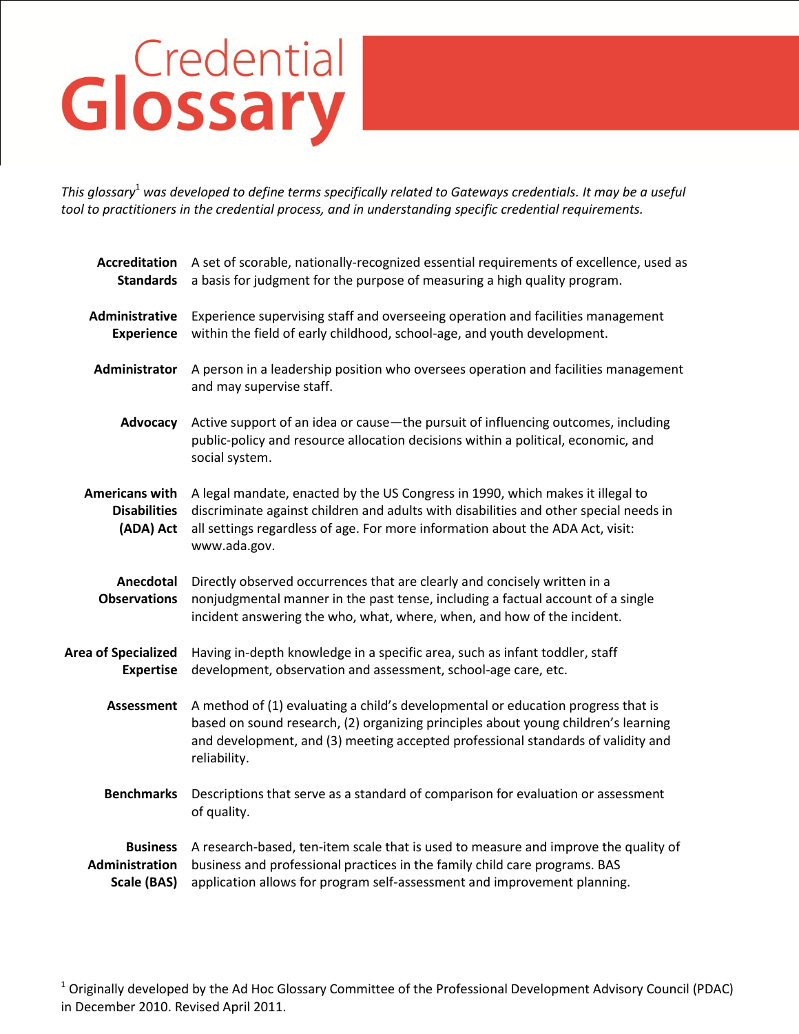# Credential Glossary

*This glossary*[1] *was developed to define terms specifically related to Gateways credentials. It may be a useful tool to practitioners in the credential process, and in understanding specific credential requirements.*

**Accreditation Standards** A set of scorable, nationally-recognized essential requirements of excellence, used as a basis for judgment for the purpose of measuring a high quality program.

**Administrative Experience** Experience supervising staff and overseeing operation and facilities management within the field of early childhood, school-age, and youth development.

**Administrator** A person in a leadership position who oversees operation and facilities management and may supervise staff.

**Advocacy** Active support of an idea or cause—the pursuit of influencing outcomes, including public-policy and resource allocation decisions within a political, economic, and social system.

**Americans with Disabilities (ADA) Act** A legal mandate, enacted by the US Congress in 1990, which makes it illegal to discriminate against children and adults with disabilities and other special needs in all settings regardless of age. For more information about the ADA Act, visit: www.ada.gov.

**Anecdotal Observations** Directly observed occurrences that are clearly and concisely written in a nonjudgmental manner in the past tense, including a factual account of a single incident answering the who, what, where, when, and how of the incident.

**Area of Specialized Expertise** Having in-depth knowledge in a specific area, such as infant toddler, staff development, observation and assessment, school-age care, etc.

**Assessment** A method of (1) evaluating a child's developmental or education progress that is based on sound research, (2) organizing principles about young children's learning and development, and (3) meeting accepted professional standards of validity and reliability.

**Benchmarks** Descriptions that serve as a standard of comparison for evaluation or assessment of quality.

**Business Administration Scale (BAS)** A research-based, ten-item scale that is used to measure and improve the quality of business and professional practices in the family child care programs. BAS application allows for program self-assessment and improvement planning.

[1] Originally developed by the Ad Hoc Glossary Committee of the Professional Development Advisory Council (PDAC) in December 2010. Revised April 2011.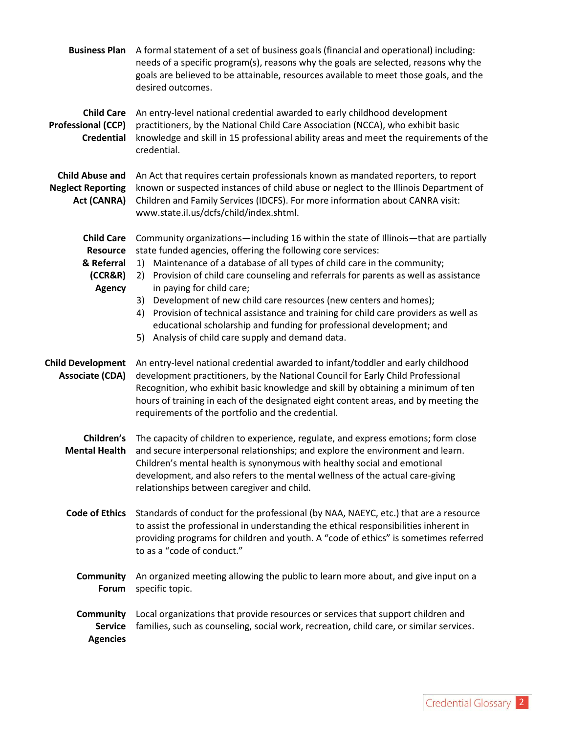**Business Plan** A formal statement of a set of business goals (financial and operational) including: needs of a specific program(s), reasons why the goals are selected, reasons why the goals are believed to be attainable, resources available to meet those goals, and the desired outcomes.

**Child Care Professional (CCP) Credential** An entry-level national credential awarded to early childhood development practitioners, by the National Child Care Association (NCCA), who exhibit basic knowledge and skill in 15 professional ability areas and meet the requirements of the credential.

**Child Abuse and Neglect Reporting Act (CANRA)** An Act that requires certain professionals known as mandated reporters, to report known or suspected instances of child abuse or neglect to the Illinois Department of Children and Family Services (IDCFS). For more information about CANRA visit: www.state.il.us/dcfs/child/index.shtml.

**Child Care Resource & Referral (CCR&R) Agency** Community organizations—including 16 within the state of Illinois—that are partially state funded agencies, offering the following core services:

1) Maintenance of a database of all types of child care in the community;
2) Provision of child care counseling and referrals for parents as well as assistance in paying for child care;
3) Development of new child care resources (new centers and homes);
4) Provision of technical assistance and training for child care providers as well as educational scholarship and funding for professional development; and
5) Analysis of child care supply and demand data.

**Child Development Associate (CDA)** An entry-level national credential awarded to infant/toddler and early childhood development practitioners, by the National Council for Early Child Professional Recognition, who exhibit basic knowledge and skill by obtaining a minimum of ten hours of training in each of the designated eight content areas, and by meeting the requirements of the portfolio and the credential.

**Children's Mental Health** The capacity of children to experience, regulate, and express emotions; form close and secure interpersonal relationships; and explore the environment and learn. Children's mental health is synonymous with healthy social and emotional development, and also refers to the mental wellness of the actual care-giving relationships between caregiver and child.

**Code of Ethics** Standards of conduct for the professional (by NAA, NAEYC, etc.) that are a resource to assist the professional in understanding the ethical responsibilities inherent in providing programs for children and youth. A "code of ethics" is sometimes referred to as a "code of conduct."

**Community Forum** An organized meeting allowing the public to learn more about, and give input on a specific topic.

**Community Service Agencies** Local organizations that provide resources or services that support children and families, such as counseling, social work, recreation, child care, or similar services.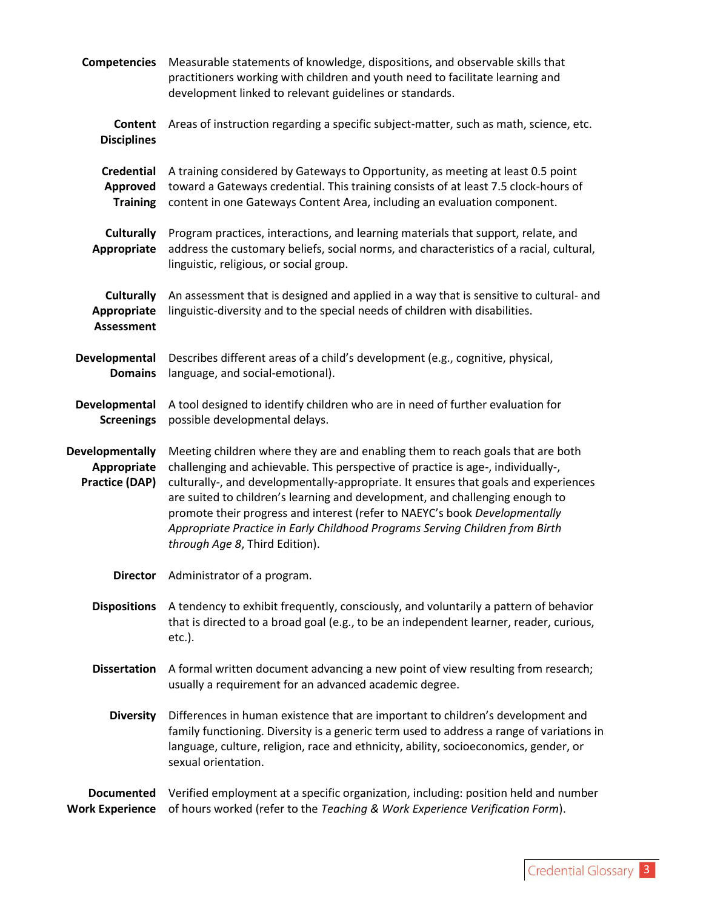**Competencies** Measurable statements of knowledge, dispositions, and observable skills that practitioners working with children and youth need to facilitate learning and development linked to relevant guidelines or standards.

**Content Disciplines** Areas of instruction regarding a specific subject-matter, such as math, science, etc.

**Credential Approved Training** A training considered by Gateways to Opportunity, as meeting at least 0.5 point toward a Gateways credential. This training consists of at least 7.5 clock-hours of content in one Gateways Content Area, including an evaluation component.

**Culturally Appropriate** Program practices, interactions, and learning materials that support, relate, and address the customary beliefs, social norms, and characteristics of a racial, cultural, linguistic, religious, or social group.

**Culturally Appropriate Assessment** An assessment that is designed and applied in a way that is sensitive to cultural- and linguistic-diversity and to the special needs of children with disabilities.

**Developmental Domains** Describes different areas of a child's development (e.g., cognitive, physical, language, and social-emotional).

**Developmental Screenings** A tool designed to identify children who are in need of further evaluation for possible developmental delays.

**Developmentally Appropriate Practice (DAP)** Meeting children where they are and enabling them to reach goals that are both challenging and achievable. This perspective of practice is age-, individually-, culturally-, and developmentally-appropriate. It ensures that goals and experiences are suited to children's learning and development, and challenging enough to promote their progress and interest (refer to NAEYC's book *Developmentally Appropriate Practice in Early Childhood Programs Serving Children from Birth through Age 8*, Third Edition).

**Director** Administrator of a program.

**Dispositions** A tendency to exhibit frequently, consciously, and voluntarily a pattern of behavior that is directed to a broad goal (e.g., to be an independent learner, reader, curious, etc.).

**Dissertation** A formal written document advancing a new point of view resulting from research; usually a requirement for an advanced academic degree.

**Diversity** Differences in human existence that are important to children's development and family functioning. Diversity is a generic term used to address a range of variations in language, culture, religion, race and ethnicity, ability, socioeconomics, gender, or sexual orientation.

**Documented Work Experience** Verified employment at a specific organization, including: position held and number of hours worked (refer to the *Teaching & Work Experience Verification Form*).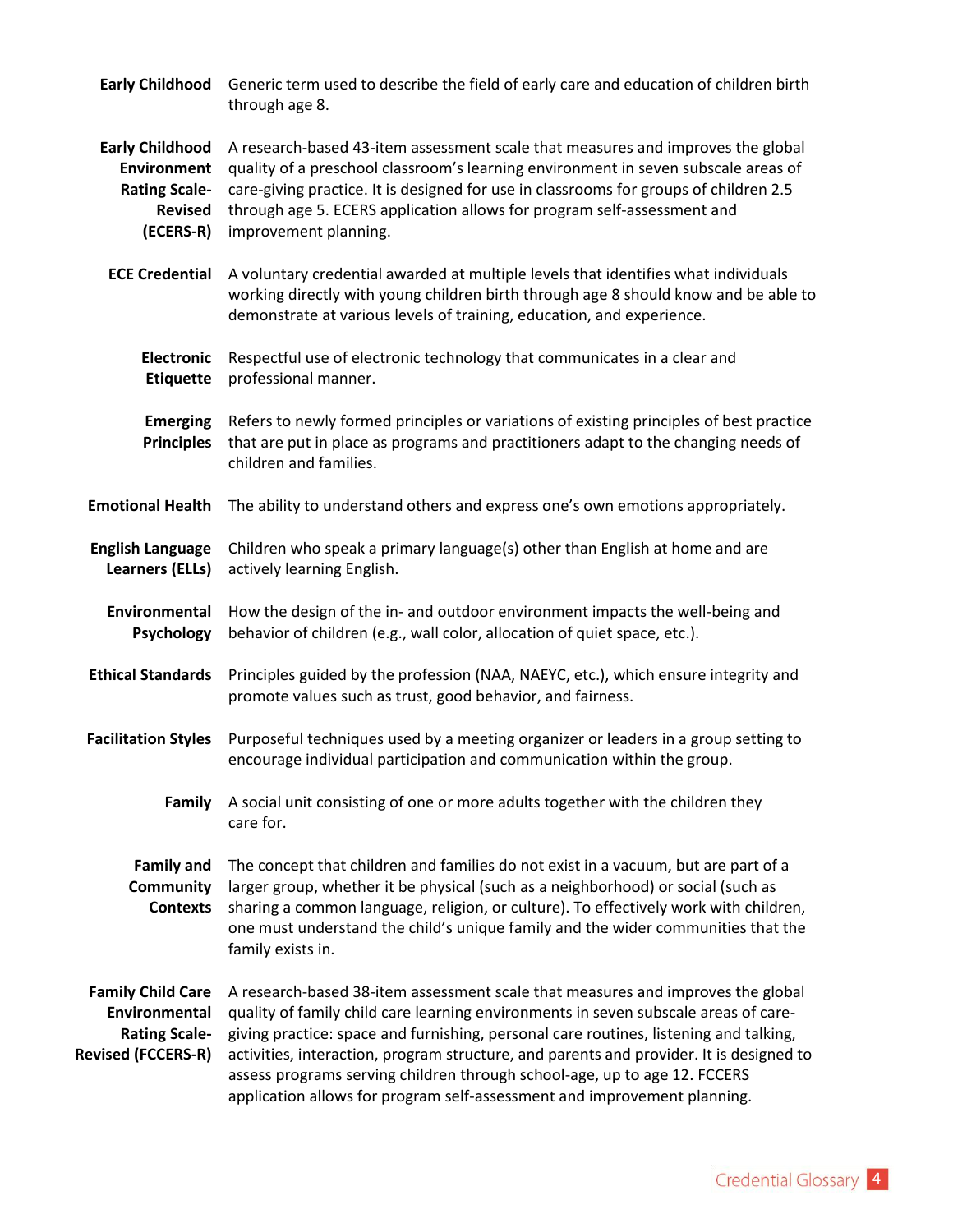**Early Childhood** Generic term used to describe the field of early care and education of children birth through age 8.

**Early Childhood Environment Rating Scale-Revised (ECERS-R)** A research-based 43-item assessment scale that measures and improves the global quality of a preschool classroom's learning environment in seven subscale areas of care-giving practice. It is designed for use in classrooms for groups of children 2.5 through age 5. ECERS application allows for program self-assessment and improvement planning.

**ECE Credential** A voluntary credential awarded at multiple levels that identifies what individuals working directly with young children birth through age 8 should know and be able to demonstrate at various levels of training, education, and experience.

**Electronic Etiquette** Respectful use of electronic technology that communicates in a clear and professional manner.

**Emerging Principles** Refers to newly formed principles or variations of existing principles of best practice that are put in place as programs and practitioners adapt to the changing needs of children and families.

**Emotional Health** The ability to understand others and express one's own emotions appropriately.

**English Language Learners (ELLs)** Children who speak a primary language(s) other than English at home and are actively learning English.

**Environmental Psychology** How the design of the in- and outdoor environment impacts the well-being and behavior of children (e.g., wall color, allocation of quiet space, etc.).

**Ethical Standards** Principles guided by the profession (NAA, NAEYC, etc.), which ensure integrity and promote values such as trust, good behavior, and fairness.

**Facilitation Styles** Purposeful techniques used by a meeting organizer or leaders in a group setting to encourage individual participation and communication within the group.

**Family** A social unit consisting of one or more adults together with the children they care for.

**Family and Community Contexts** The concept that children and families do not exist in a vacuum, but are part of a larger group, whether it be physical (such as a neighborhood) or social (such as sharing a common language, religion, or culture). To effectively work with children, one must understand the child's unique family and the wider communities that the family exists in.

**Family Child Care Environmental Rating Scale-Revised (FCCERS-R)** A research-based 38-item assessment scale that measures and improves the global quality of family child care learning environments in seven subscale areas of care-giving practice: space and furnishing, personal care routines, listening and talking, activities, interaction, program structure, and parents and provider. It is designed to assess programs serving children through school-age, up to age 12. FCCERS application allows for program self-assessment and improvement planning.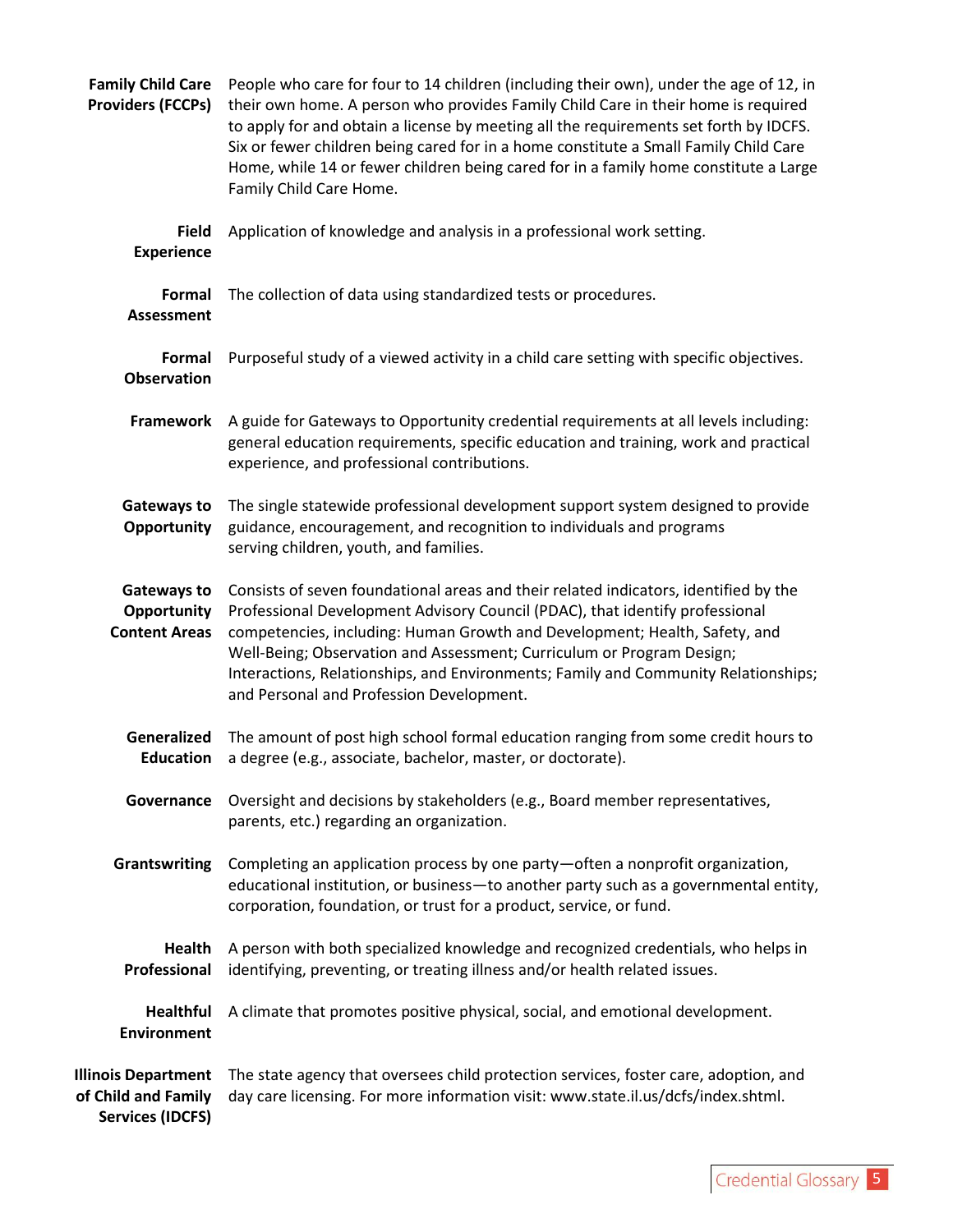**Family Child Care Providers (FCCPs)** People who care for four to 14 children (including their own), under the age of 12, in their own home. A person who provides Family Child Care in their home is required to apply for and obtain a license by meeting all the requirements set forth by IDCFS. Six or fewer children being cared for in a home constitute a Small Family Child Care Home, while 14 or fewer children being cared for in a family home constitute a Large Family Child Care Home.

**Field Experience** Application of knowledge and analysis in a professional work setting.

**Formal Assessment** The collection of data using standardized tests or procedures.

**Formal Observation** Purposeful study of a viewed activity in a child care setting with specific objectives.

**Framework** A guide for Gateways to Opportunity credential requirements at all levels including: general education requirements, specific education and training, work and practical experience, and professional contributions.

**Gateways to Opportunity** The single statewide professional development support system designed to provide guidance, encouragement, and recognition to individuals and programs serving children, youth, and families.

**Gateways to Opportunity Content Areas** Consists of seven foundational areas and their related indicators, identified by the Professional Development Advisory Council (PDAC), that identify professional competencies, including: Human Growth and Development; Health, Safety, and Well-Being; Observation and Assessment; Curriculum or Program Design; Interactions, Relationships, and Environments; Family and Community Relationships; and Personal and Profession Development.

**Generalized Education** The amount of post high school formal education ranging from some credit hours to a degree (e.g., associate, bachelor, master, or doctorate).

**Governance** Oversight and decisions by stakeholders (e.g., Board member representatives, parents, etc.) regarding an organization.

**Grantswriting** Completing an application process by one party—often a nonprofit organization, educational institution, or business—to another party such as a governmental entity, corporation, foundation, or trust for a product, service, or fund.

**Health Professional** A person with both specialized knowledge and recognized credentials, who helps in identifying, preventing, or treating illness and/or health related issues.

**Healthful Environment** A climate that promotes positive physical, social, and emotional development.

**Illinois Department of Child and Family Services (IDCFS)** The state agency that oversees child protection services, foster care, adoption, and day care licensing. For more information visit: www.state.il.us/dcfs/index.shtml.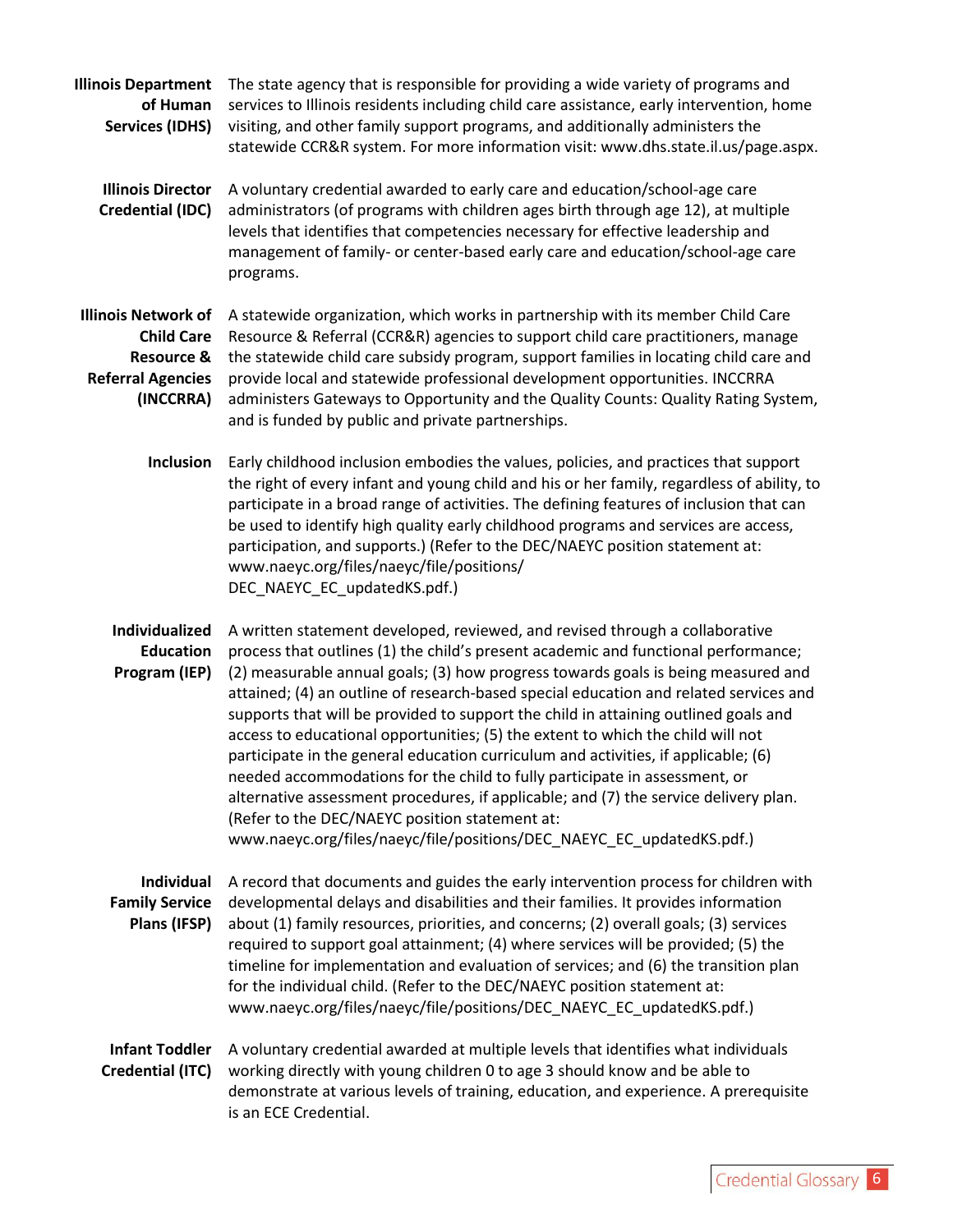**Illinois Department of Human Services (IDHS)** The state agency that is responsible for providing a wide variety of programs and services to Illinois residents including child care assistance, early intervention, home visiting, and other family support programs, and additionally administers the statewide CCR&R system. For more information visit: www.dhs.state.il.us/page.aspx.

**Illinois Director Credential (IDC)** A voluntary credential awarded to early care and education/school-age care administrators (of programs with children ages birth through age 12), at multiple levels that identifies that competencies necessary for effective leadership and management of family- or center-based early care and education/school-age care programs.

**Illinois Network of Child Care Resource & Referral Agencies (INCCRRA)** A statewide organization, which works in partnership with its member Child Care Resource & Referral (CCR&R) agencies to support child care practitioners, manage the statewide child care subsidy program, support families in locating child care and provide local and statewide professional development opportunities. INCCRRA administers Gateways to Opportunity and the Quality Counts: Quality Rating System, and is funded by public and private partnerships.

**Inclusion** Early childhood inclusion embodies the values, policies, and practices that support the right of every infant and young child and his or her family, regardless of ability, to participate in a broad range of activities. The defining features of inclusion that can be used to identify high quality early childhood programs and services are access, participation, and supports.) (Refer to the DEC/NAEYC position statement at: www.naeyc.org/files/naeyc/file/positions/DEC_NAEYC_EC_updatedKS.pdf.)

**Individualized Education Program (IEP)** A written statement developed, reviewed, and revised through a collaborative process that outlines (1) the child's present academic and functional performance; (2) measurable annual goals; (3) how progress towards goals is being measured and attained; (4) an outline of research-based special education and related services and supports that will be provided to support the child in attaining outlined goals and access to educational opportunities; (5) the extent to which the child will not participate in the general education curriculum and activities, if applicable; (6) needed accommodations for the child to fully participate in assessment, or alternative assessment procedures, if applicable; and (7) the service delivery plan. (Refer to the DEC/NAEYC position statement at: www.naeyc.org/files/naeyc/file/positions/DEC_NAEYC_EC_updatedKS.pdf.)

**Individual Family Service Plans (IFSP)** A record that documents and guides the early intervention process for children with developmental delays and disabilities and their families. It provides information about (1) family resources, priorities, and concerns; (2) overall goals; (3) services required to support goal attainment; (4) where services will be provided; (5) the timeline for implementation and evaluation of services; and (6) the transition plan for the individual child. (Refer to the DEC/NAEYC position statement at: www.naeyc.org/files/naeyc/file/positions/DEC_NAEYC_EC_updatedKS.pdf.)

**Infant Toddler Credential (ITC)** A voluntary credential awarded at multiple levels that identifies what individuals working directly with young children 0 to age 3 should know and be able to demonstrate at various levels of training, education, and experience. A prerequisite is an ECE Credential.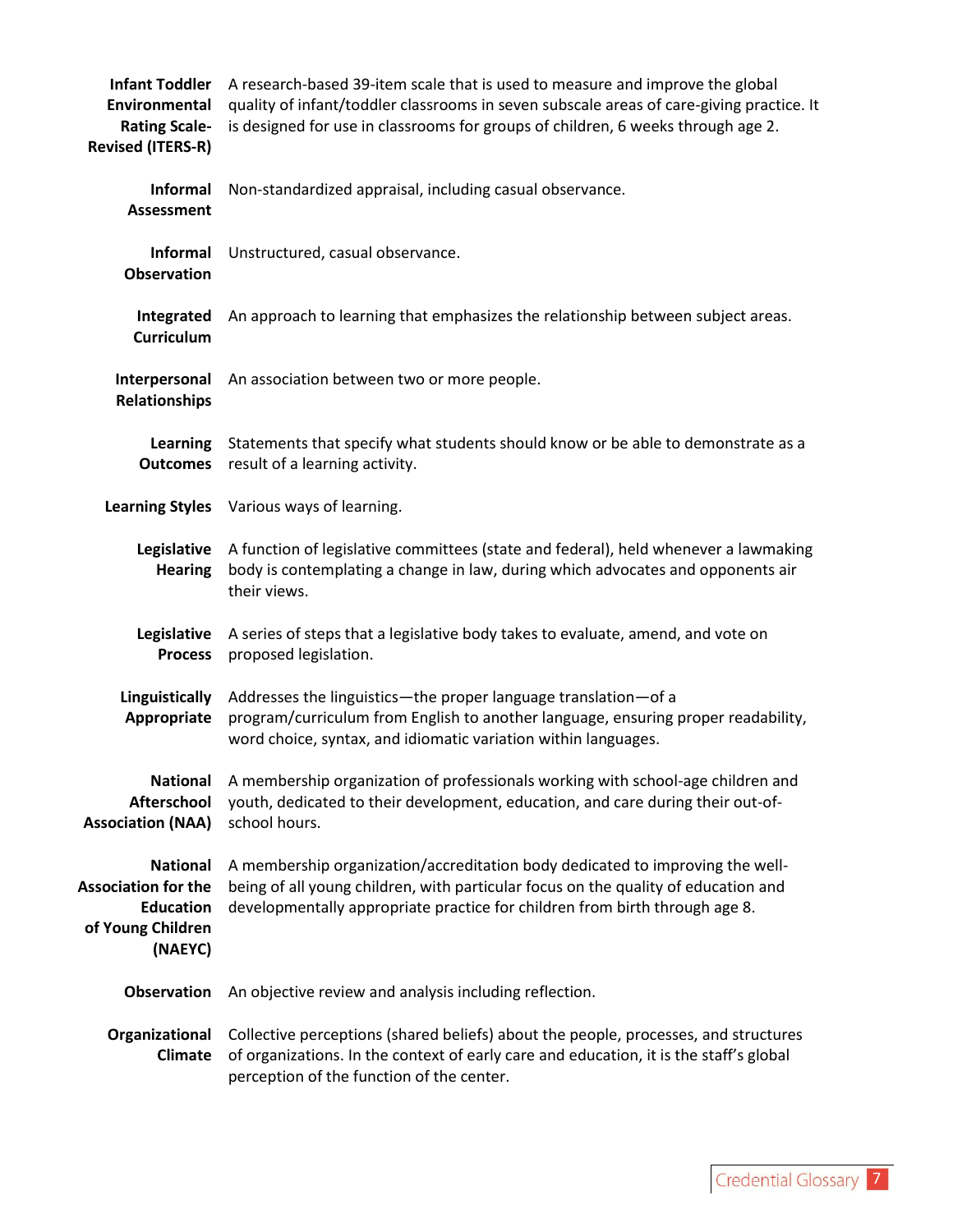**Infant Toddler Environmental Rating Scale-Revised (ITERS-R)**
A research-based 39-item scale that is used to measure and improve the global quality of infant/toddler classrooms in seven subscale areas of care-giving practice. It is designed for use in classrooms for groups of children, 6 weeks through age 2.

**Informal Assessment**
Non-standardized appraisal, including casual observation.

**Informal Observation**
Unstructured, casual observance.

**Integrated Curriculum**
An approach to learning that emphasizes the relationship between subject areas.

**Interpersonal Relationships**
An association between two or more people.

**Learning Outcomes**
Statements that specify what students should know or be able to demonstrate as a result of a learning activity.

**Learning Styles**
Various ways of learning.

**Legislative Hearing**
A function of legislative committees (state and federal), held whenever a lawmaking body is contemplating a change in law, during which advocates and opponents air their views.

**Legislative Process**
A series of steps that a legislative body takes to evaluate, amend, and vote on proposed legislation.

**Linguistically Appropriate**
Addresses the linguistics—the proper language translation—of a program/curriculum from English to another language, ensuring proper readability, word choice, syntax, and idiomatic variation within languages.

**National Afterschool Association (NAA)**
A membership organization of professionals working with school-age children and youth, dedicated to their development, education, and care during their out-of-school hours.

**National Association for the Education of Young Children (NAEYC)**
A membership organization/accreditation body dedicated to improving the well-being of all young children, with particular focus on the quality of education and developmentally appropriate practice for children from birth through age 8.

**Observation**
An objective review and analysis including reflection.

**Organizational Climate**
Collective perceptions (shared beliefs) about the people, processes, and structures of organizations. In the context of early care and education, it is the staff's global perception of the function of the center.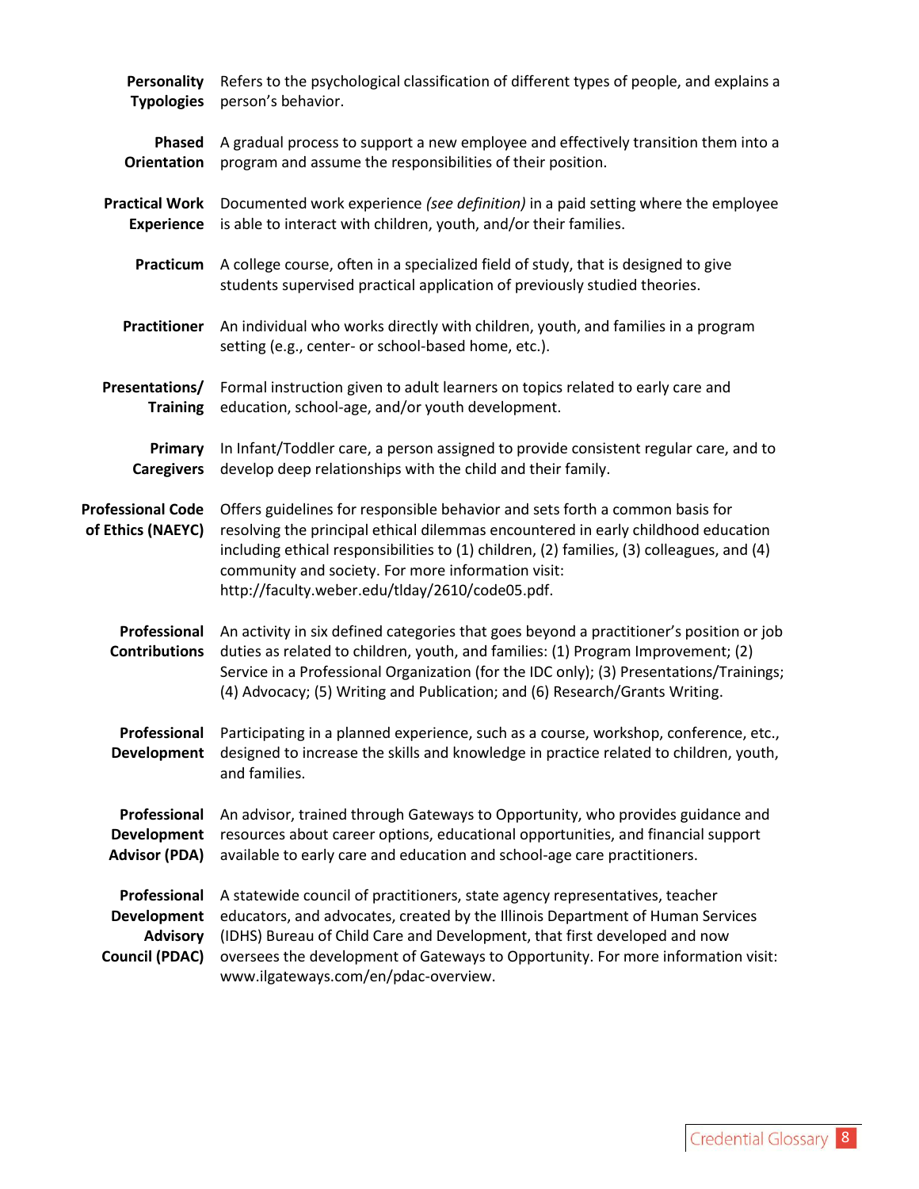**Personality Typologies** Refers to the psychological classification of different types of people, and explains a person's behavior.

**Phased Orientation** A gradual process to support a new employee and effectively transition them into a program and assume the responsibilities of their position.

**Practical Work Experience** Documented work experience *(see definition)* in a paid setting where the employee is able to interact with children, youth, and/or their families.

**Practicum** A college course, often in a specialized field of study, that is designed to give students supervised practical application of previously studied theories.

**Practitioner** An individual who works directly with children, youth, and families in a program setting (e.g., center- or school-based home, etc.).

**Presentations/ Training** Formal instruction given to adult learners on topics related to early care and education, school-age, and/or youth development.

**Primary Caregivers** In Infant/Toddler care, a person assigned to provide consistent regular care, and to develop deep relationships with the child and their family.

**Professional Code of Ethics (NAEYC)** Offers guidelines for responsible behavior and sets forth a common basis for resolving the principal ethical dilemmas encountered in early childhood education including ethical responsibilities to (1) children, (2) families, (3) colleagues, and (4) community and society. For more information visit: http://faculty.weber.edu/tlday/2610/code05.pdf.

**Professional Contributions** An activity in six defined categories that goes beyond a practitioner's position or job duties as related to children, youth, and families: (1) Program Improvement; (2) Service in a Professional Organization (for the IDC only); (3) Presentations/Trainings; (4) Advocacy; (5) Writing and Publication; and (6) Research/Grants Writing.

**Professional Development** Participating in a planned experience, such as a course, workshop, conference, etc., designed to increase the skills and knowledge in practice related to children, youth, and families.

**Professional Development Advisor (PDA)** An advisor, trained through Gateways to Opportunity, who provides guidance and resources about career options, educational opportunities, and financial support available to early care and education and school-age care practitioners.

**Professional Development Advisory Council (PDAC)** A statewide council of practitioners, state agency representatives, teacher educators, and advocates, created by the Illinois Department of Human Services (IDHS) Bureau of Child Care and Development, that first developed and now oversees the development of Gateways to Opportunity. For more information visit: www.ilgateways.com/en/pdac-overview.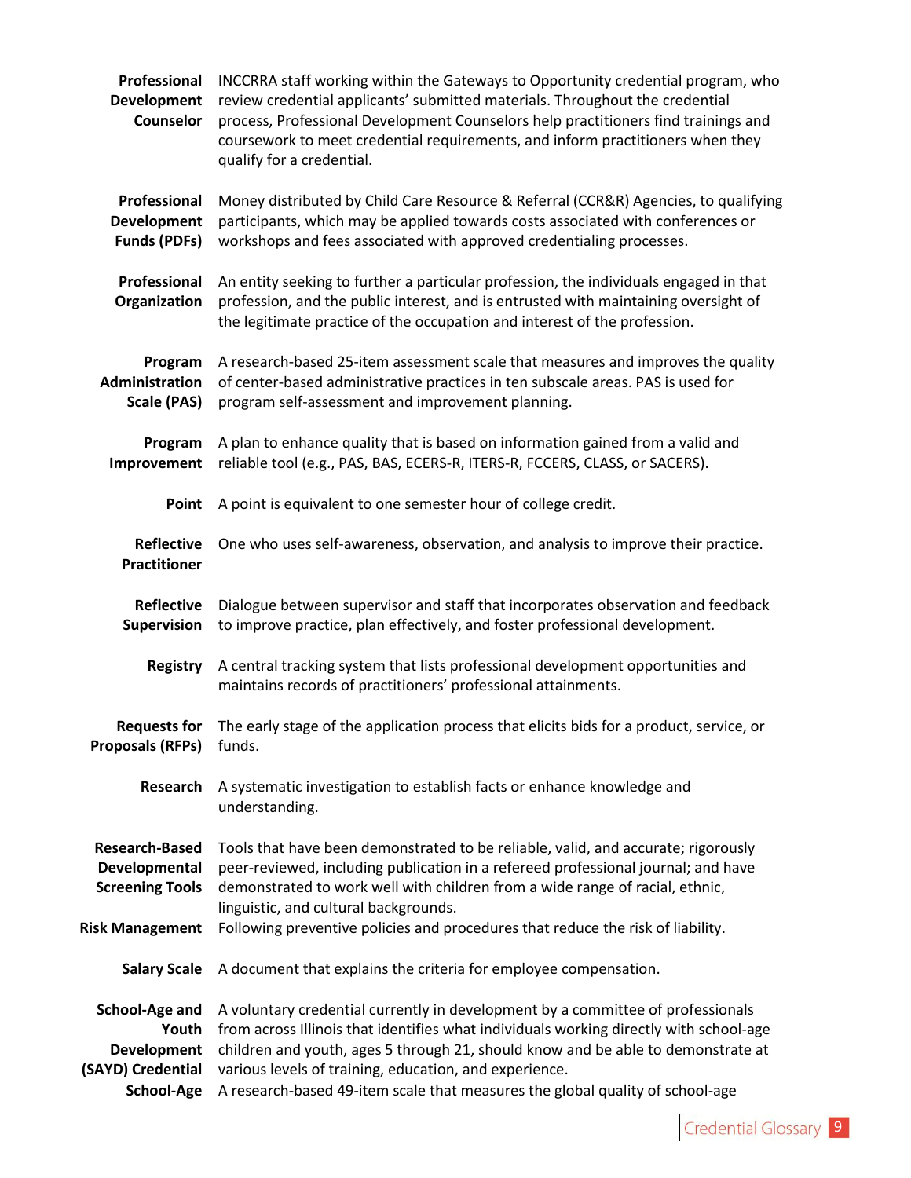**Professional Development Counselor** INCCRRA staff working within the Gateways to Opportunity credential program, who review credential applicants' submitted materials. Throughout the credential process, Professional Development Counselors help practitioners find trainings and coursework to meet credential requirements, and inform practitioners when they qualify for a credential.

**Professional Development Funds (PDFs)** Money distributed by Child Care Resource & Referral (CCR&R) Agencies, to qualifying participants, which may be applied towards costs associated with conferences or workshops and fees associated with approved credentialing processes.

**Professional Organization** An entity seeking to further a particular profession, the individuals engaged in that profession, and the public interest, and is entrusted with maintaining oversight of the legitimate practice of the occupation and interest of the profession.

**Program Administration Scale (PAS)** A research-based 25-item assessment scale that measures and improves the quality of center-based administrative practices in ten subscale areas. PAS is used for program self-assessment and improvement planning.

**Program Improvement** A plan to enhance quality that is based on information gained from a valid and reliable tool (e.g., PAS, BAS, ECERS-R, ITERS-R, FCCERS, CLASS, or SACERS).

**Point** A point is equivalent to one semester hour of college credit.

**Reflective Practitioner** One who uses self-awareness, observation, and analysis to improve their practice.

**Reflective Supervision** Dialogue between supervisor and staff that incorporates observation and feedback to improve practice, plan effectively, and foster professional development.

**Registry** A central tracking system that lists professional development opportunities and maintains records of practitioners' professional attainments.

**Requests for Proposals (RFPs)** The early stage of the application process that elicits bids for a product, service, or funds.

**Research** A systematic investigation to establish facts or enhance knowledge and understanding.

**Research-Based Developmental Screening Tools** Tools that have been demonstrated to be reliable, valid, and accurate; rigorously peer-reviewed, including publication in a refereed professional journal; and have demonstrated to work well with children from a wide range of racial, ethnic, linguistic, and cultural backgrounds.

**Risk Management** Following preventive policies and procedures that reduce the risk of liability.

**Salary Scale** A document that explains the criteria for employee compensation.

**School-Age and Youth Development (SAYD) Credential** A voluntary credential currently in development by a committee of professionals from across Illinois that identifies what individuals working directly with school-age children and youth, ages 5 through 21, should know and be able to demonstrate at various levels of training, education, and experience.

**School-Age** A research-based 49-item scale that measures the global quality of school-age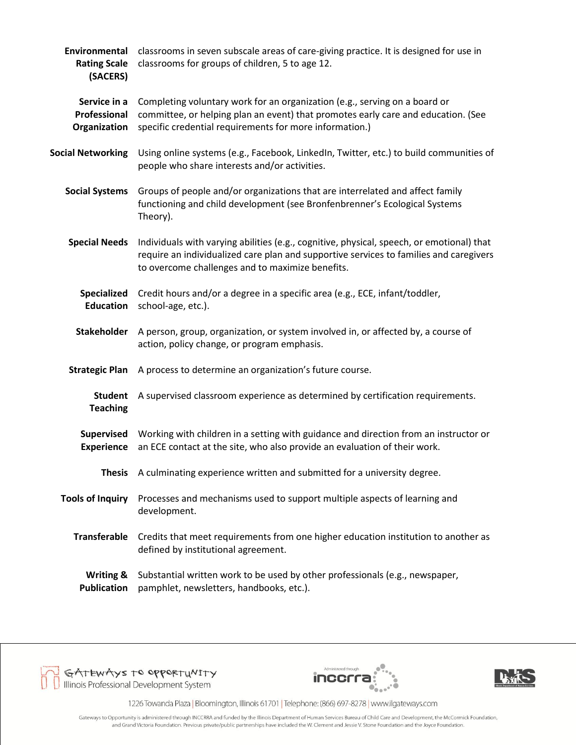**Environmental Rating Scale (SACERS)** classrooms in seven subscale areas of care-giving practice. It is designed for use in classrooms for groups of children, 5 to age 12.

**Service in a Professional Organization** Completing voluntary work for an organization (e.g., serving on a board or committee, or helping plan an event) that promotes early care and education. (See specific credential requirements for more information.)

**Social Networking** Using online systems (e.g., Facebook, LinkedIn, Twitter, etc.) to build communities of people who share interests and/or activities.

**Social Systems** Groups of people and/or organizations that are interrelated and affect family functioning and child development (see Bronfenbrenner's Ecological Systems Theory).

**Special Needs** Individuals with varying abilities (e.g., cognitive, physical, speech, or emotional) that require an individualized care plan and supportive services to families and caregivers to overcome challenges and to maximize benefits.

**Specialized Education** Credit hours and/or a degree in a specific area (e.g., ECE, infant/toddler, school-age, etc.).

**Stakeholder** A person, group, organization, or system involved in, or affected by, a course of action, policy change, or program emphasis.

**Strategic Plan** A process to determine an organization's future course.

**Student Teaching** A supervised classroom experience as determined by certification requirements.

**Supervised Experience** Working with children in a setting with guidance and direction from an instructor or an ECE contact at the site, who also provide an evaluation of their work.

**Thesis** A culminating experience written and submitted for a university degree.

**Tools of Inquiry** Processes and mechanisms used to support multiple aspects of learning and development.

**Transferable** Credits that meet requirements from one higher education institution to another as defined by institutional agreement.

**Writing & Publication** Substantial written work to be used by other professionals (e.g., newspaper, pamphlet, newsletters, handbooks, etc.).

Gateways to Opportunity
Illinois Professional Development System

Administered through INCCRRA

1226 Towanda Plaza | Bloomington, Illinois 61701 | Telephone: (866) 697-8278 | www.ilgateways.com

Gateways to Opportunity is administered through INCCRRA and funded by the Illinois Department of Human Services Bureau of Child Care and Development, the McCormick Foundation, and Grand Victoria Foundation. Previous private/public partnerships have included the W. Clement and Jessie V. Stone Foundation and the Joyce Foundation.